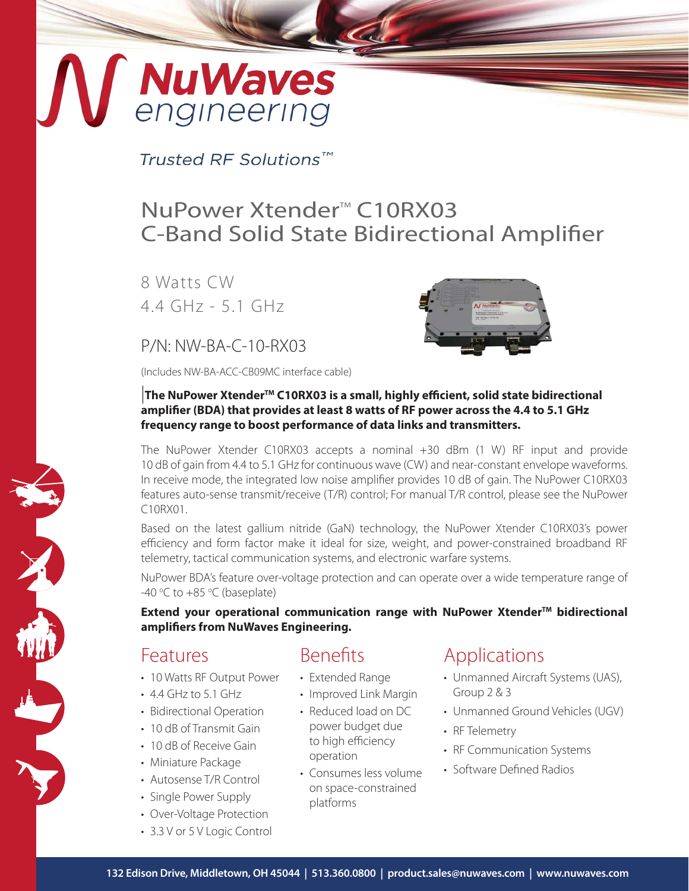# NuWaves engineering

*Trusted RF Solutions™*

# NuPower Xtender™ C10RX03 C-Band Solid State Bidirectional Amplifier

8 Watts CW
4.4 GHz - 5.1 GHz

P/N: NW-BA-C-10-RX03

(Includes NW-BA-ACC-CB09MC interface cable)

**The NuPower Xtender™ C10RX03 is a small, highly efficient, solid state bidirectional amplifier (BDA) that provides at least 8 watts of RF power across the 4.4 to 5.1 GHz frequency range to boost performance of data links and transmitters.**

The NuPower Xtender C10RX03 accepts a nominal +30 dBm (1 W) RF input and provide 10 dB of gain from 4.4 to 5.1 GHz for continuous wave (CW) and near-constant envelope waveforms. In receive mode, the integrated low noise amplifier provides 10 dB of gain. The NuPower C10RX03 features auto-sense transmit/receive (T/R) control; For manual T/R control, please see the NuPower C10RX01.

Based on the latest gallium nitride (GaN) technology, the NuPower Xtender C10RX03's power efficiency and form factor make it ideal for size, weight, and power-constrained broadband RF telemetry, tactical communication systems, and electronic warfare systems.

NuPower BDA's feature over-voltage protection and can operate over a wide temperature range of -40 °C to +85 °C (baseplate)

**Extend your operational communication range with NuPower Xtender™ bidirectional amplifiers from NuWaves Engineering.**

## Features

- 10 Watts RF Output Power
- 4.4 GHz to 5.1 GHz
- Bidirectional Operation
- 10 dB of Transmit Gain
- 10 dB of Receive Gain
- Miniature Package
- Autosense T/R Control
- Single Power Supply
- Over-Voltage Protection
- 3.3 V or 5 V Logic Control

## Benefits

- Extended Range
- Improved Link Margin
- Reduced load on DC power budget due to high efficiency operation
- Consumes less volume on space-constrained platforms

## Applications

- Unmanned Aircraft Systems (UAS), Group 2 & 3
- Unmanned Ground Vehicles (UGV)
- RF Telemetry
- RF Communication Systems
- Software Defined Radios

132 Edison Drive, Middletown, OH 45044 | 513.360.0800 | product.sales@nuwaves.com | www.nuwaves.com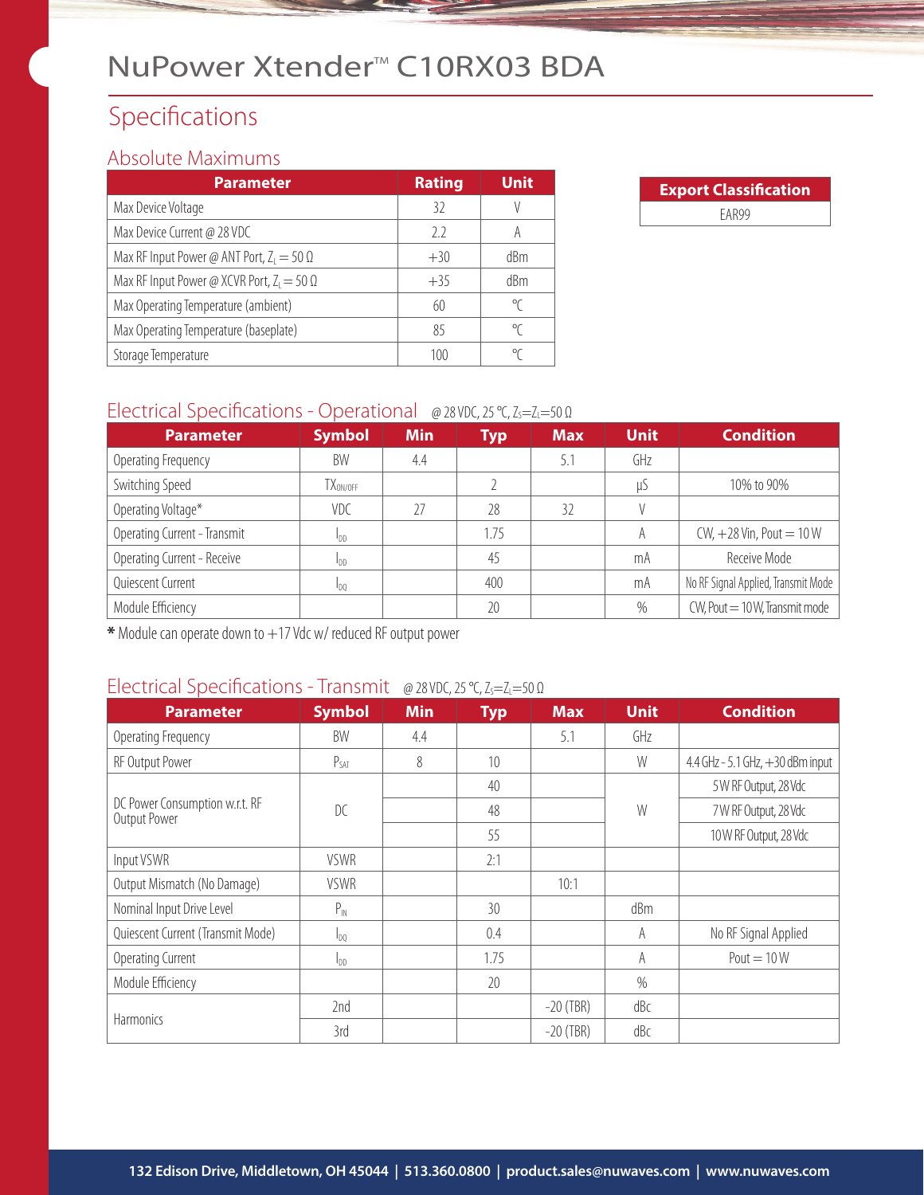# NuPower Xtender™ C10RX03 BDA

## Specifications

### Absolute Maximums

| Parameter | Rating | Unit |
|---|---|---|
| Max Device Voltage | 32 | V |
| Max Device Current @ 28 VDC | 2.2 | A |
| Max RF Input Power @ ANT Port, $Z_L = 50\ \Omega$ | +30 | dBm |
| Max RF Input Power @ XCVR Port, $Z_L = 50\ \Omega$ | +35 | dBm |
| Max Operating Temperature (ambient) | 60 | ℃ |
| Max Operating Temperature (baseplate) | 85 | ℃ |
| Storage Temperature | 100 | ℃ |

| Export Classification |
|---|
| EAR99 |

### Electrical Specifications - Operational @ 28 VDC, 25 ℃, $Z_S=Z_L=50\ \Omega$

| Parameter | Symbol | Min | Typ | Max | Unit | Condition |
|---|---|---|---|---|---|---|
| Operating Frequency | BW | 4.4 | | 5.1 | GHz | |
| Switching Speed | $TX_{ON/OFF}$ | | 2 | | µS | 10% to 90% |
| Operating Voltage* | VDC | 27 | 28 | 32 | V | |
| Operating Current - Transmit | $I_{DD}$ | | 1.75 | | A | CW, +28 Vin, Pout = 10 W |
| Operating Current - Receive | $I_{DD}$ | | 45 | | mA | Receive Mode |
| Quiescent Current | $I_{DQ}$ | | 400 | | mA | No RF Signal Applied, Transmit Mode |
| Module Efficiency | | | 20 | | % | CW, Pout = 10 W, Transmit mode |

**\*** Module can operate down to +17 Vdc w/ reduced RF output power

### Electrical Specifications - Transmit @ 28 VDC, 25 ℃, $Z_S=Z_L=50\ \Omega$

| Parameter | Symbol | Min | Typ | Max | Unit | Condition |
|---|---|---|---|---|---|---|
| Operating Frequency | BW | 4.4 | | 5.1 | GHz | |
| RF Output Power | $P_{SAT}$ | 8 | 10 | | W | 4.4 GHz - 5.1 GHz, +30 dBm input |
| DC Power Consumption w.r.t. RF Output Power | DC | | 40 | | W | 5 W RF Output, 28 Vdc |
| | | | 48 | | | 7 W RF Output, 28 Vdc |
| | | | 55 | | | 10 W RF Output, 28 Vdc |
| Input VSWR | VSWR | | 2:1 | | | |
| Output Mismatch (No Damage) | VSWR | | | 10:1 | | |
| Nominal Input Drive Level | $P_{IN}$ | | 30 | | dBm | |
| Quiescent Current (Transmit Mode) | $I_{DQ}$ | | 0.4 | | A | No RF Signal Applied |
| Operating Current | $I_{DD}$ | | 1.75 | | A | Pout = 10 W |
| Module Efficiency | | | 20 | | % | |
| Harmonics | 2nd | | | -20 (TBR) | dBc | |
| | 3rd | | | -20 (TBR) | dBc | |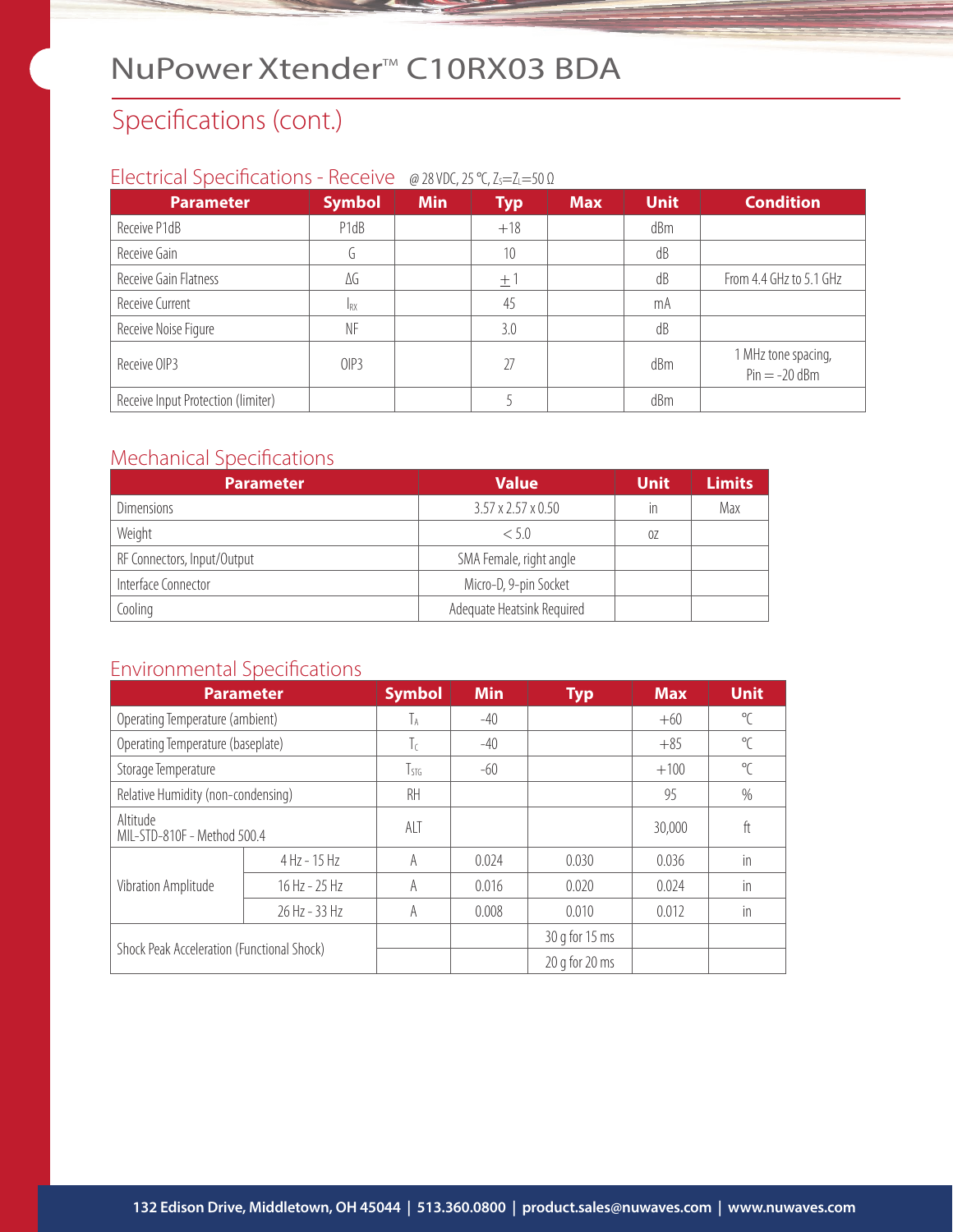# NuPower Xtender™ C10RX03 BDA

## Specifications (cont.)

### Electrical Specifications - Receive @ 28 VDC, 25 °C, $Z_S = Z_L = 50\ \Omega$

| Parameter | Symbol | Min | Typ | Max | Unit | Condition |
|---|---|---|---|---|---|---|
| Receive P1dB | P1dB | | +18 | | dBm | |
| Receive Gain | G | | 10 | | dB | |
| Receive Gain Flatness | ΔG | | ±1 | | dB | From 4.4 GHz to 5.1 GHz |
| Receive Current | $I_{RX}$ | | 45 | | mA | |
| Receive Noise Figure | NF | | 3.0 | | dB | |
| Receive OIP3 | OIP3 | | 27 | | dBm | 1 MHz tone spacing, Pin = -20 dBm |
| Receive Input Protection (limiter) | | | 5 | | dBm | |

### Mechanical Specifications

| Parameter | Value | Unit | Limits |
|---|---|---|---|
| Dimensions | 3.57 x 2.57 x 0.50 | in | Max |
| Weight | < 5.0 | oz | |
| RF Connectors, Input/Output | SMA Female, right angle | | |
| Interface Connector | Micro-D, 9-pin Socket | | |
| Cooling | Adequate Heatsink Required | | |

### Environmental Specifications

| Parameter | | Symbol | Min | Typ | Max | Unit |
|---|---|---|---|---|---|---|
| Operating Temperature (ambient) | | $T_A$ | -40 | | +60 | °C |
| Operating Temperature (baseplate) | | $T_C$ | -40 | | +85 | °C |
| Storage Temperature | | $T_{STG}$ | -60 | | +100 | °C |
| Relative Humidity (non-condensing) | | RH | | | 95 | % |
| Altitude MIL-STD-810F - Method 500.4 | | ALT | | | 30,000 | ft |
| Vibration Amplitude | 4 Hz - 15 Hz | A | 0.024 | 0.030 | 0.036 | in |
| | 16 Hz - 25 Hz | A | 0.016 | 0.020 | 0.024 | in |
| | 26 Hz - 33 Hz | A | 0.008 | 0.010 | 0.012 | in |
| Shock Peak Acceleration (Functional Shock) | | | | 30 g for 15 ms | | |
| | | | | 20 g for 20 ms | | |

132 Edison Drive, Middletown, OH 45044 | 513.360.0800 | product.sales@nuwaves.com | www.nuwaves.com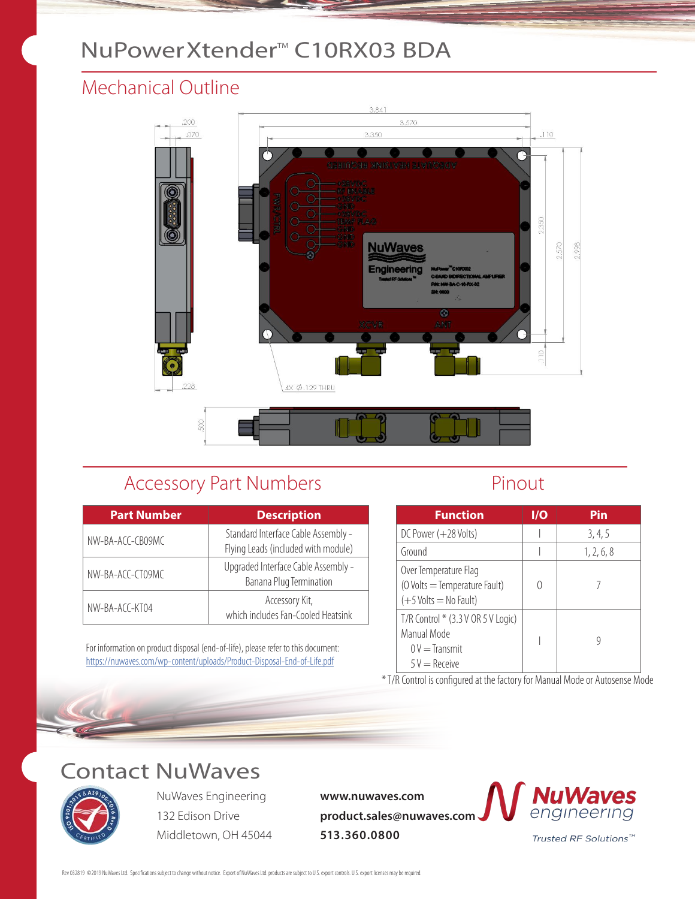# NuPowerXtender™ C10RX03 BDA

## Mechanical Outline

3.841
3.570
3.350
.200
.070
.110
2.350
2.570
2.998
.110
.228
4X ∅.129 THRU
.500
PWR/CTRL
XCVR
ANT
ADEQUATE HEATSINK REQUIRED

## Accessory Part Numbers

| Part Number | Description |
|---|---|
| NW-BA-ACC-CB09MC | Standard Interface Cable Assembly - Flying Leads (included with module) |
| NW-BA-ACC-CT09MC | Upgraded Interface Cable Assembly - Banana Plug Termination |
| NW-BA-ACC-KT04 | Accessory Kit, which includes Fan-Cooled Heatsink |

For information on product disposal (end-of-life), please refer to this document:
https://nuwaves.com/wp-content/uploads/Product-Disposal-End-of-Life.pdf

## Pinout

| Function | I/O | Pin |
|---|---|---|
| DC Power (+28 Volts) | I | 3, 4, 5 |
| Ground | I | 1, 2, 6, 8 |
| Over Temperature Flag (0 Volts = Temperature Fault) (+5 Volts = No Fault) | O | 7 |
| T/R Control * (3.3 V OR 5 V Logic) Manual Mode 0 V = Transmit 5 V = Receive | I | 9 |

* T/R Control is configured at the factory for Manual Mode or Autosense Mode

## Contact NuWaves

NuWaves Engineering
132 Edison Drive
Middletown, OH 45044

**www.nuwaves.com**
**product.sales@nuwaves.com**
**513.360.0800**

NuWaves engineering
Trusted RF Solutions™

Rev 032819 ©2019 NuWaves Ltd. Specifications subject to change without notice. Export of NuWaves Ltd. products are subject to U.S. export controls. U.S. export licenses may be required.